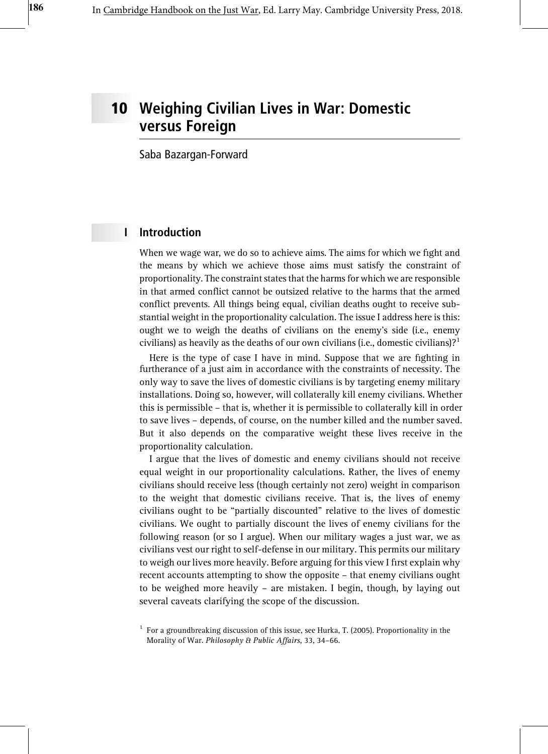# 10 Weighing Civilian Lives in War: Domestic versus Foreign

Saba Bazargan-Forward

## I Introduction

When we wage war, we do so to achieve aims. The aims for which we fight and the means by which we achieve those aims must satisfy the constraint of proportionality. The constraint states that the harms for which we are responsible in that armed conflict cannot be outsized relative to the harms that the armed conflict prevents. All things being equal, civilian deaths ought to receive substantial weight in the proportionality calculation. The issue I address here is this: ought we to weigh the deaths of civilians on the enemy's side (i.e., enemy civilians) as heavily as the deaths of our own civilians (i.e., domestic civilians)?[1]

Here is the type of case I have in mind. Suppose that we are fighting in furtherance of a just aim in accordance with the constraints of necessity. The only way to save the lives of domestic civilians is by targeting enemy military installations. Doing so, however, will collaterally kill enemy civilians. Whether this is permissible – that is, whether it is permissible to collaterally kill in order to save lives – depends, of course, on the number killed and the number saved. But it also depends on the comparative weight these lives receive in the proportionality calculation.

I argue that the lives of domestic and enemy civilians should not receive equal weight in our proportionality calculations. Rather, the lives of enemy civilians should receive less (though certainly not zero) weight in comparison to the weight that domestic civilians receive. That is, the lives of enemy civilians ought to be "partially discounted" relative to the lives of domestic civilians. We ought to partially discount the lives of enemy civilians for the following reason (or so I argue). When our military wages a just war, we as civilians vest our right to self-defense in our military. This permits our military to weigh our lives more heavily. Before arguing for this view I first explain why recent accounts attempting to show the opposite – that enemy civilians ought to be weighed more heavily – are mistaken. I begin, though, by laying out several caveats clarifying the scope of the discussion.

[1] For a groundbreaking discussion of this issue, see Hurka, T. (2005). Proportionality in the Morality of War. *Philosophy & Public Affairs*, 33, 34–66.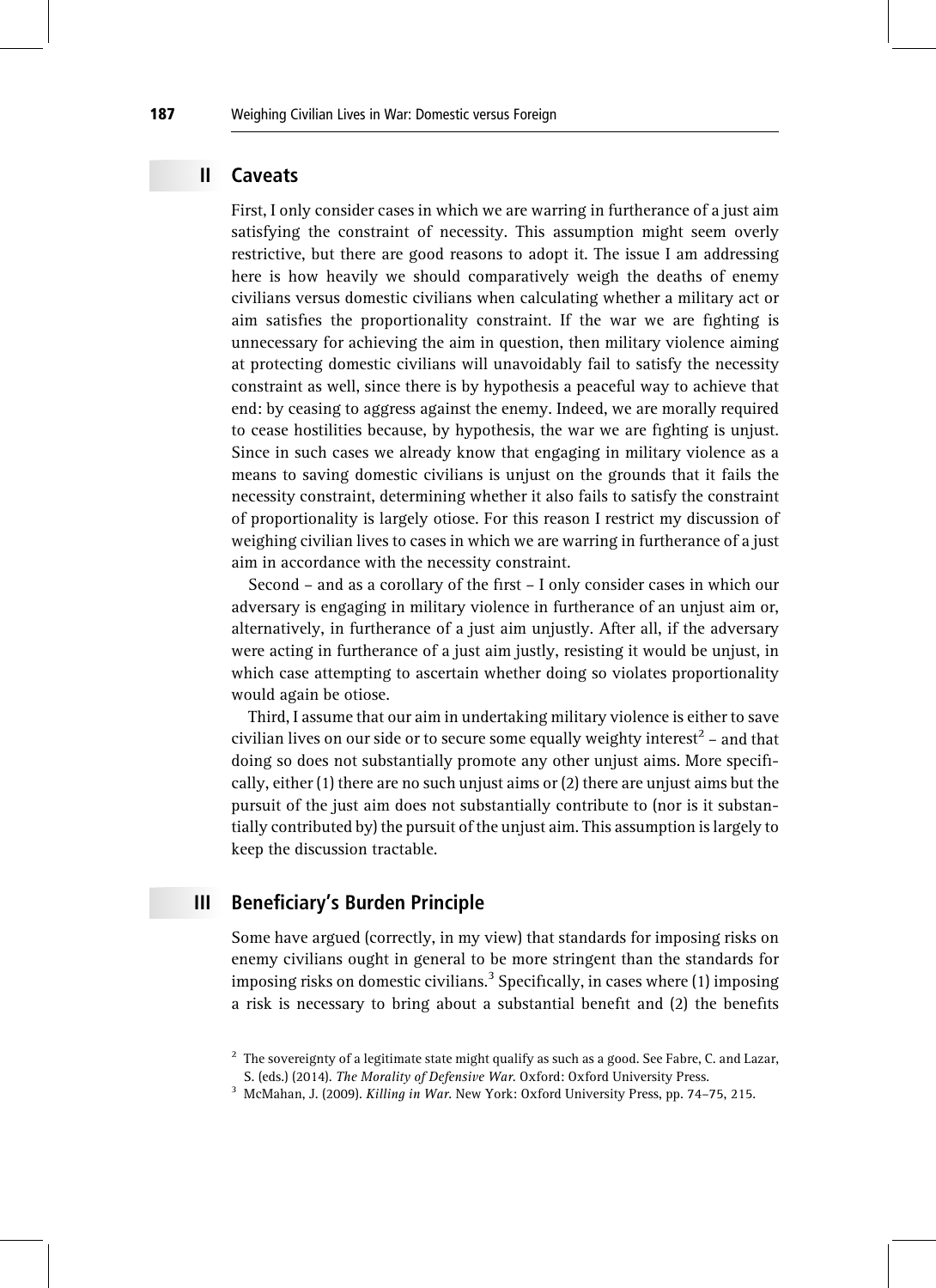## II Caveats

First, I only consider cases in which we are warring in furtherance of a just aim satisfying the constraint of necessity. This assumption might seem overly restrictive, but there are good reasons to adopt it. The issue I am addressing here is how heavily we should comparatively weigh the deaths of enemy civilians versus domestic civilians when calculating whether a military act or aim satisfies the proportionality constraint. If the war we are fighting is unnecessary for achieving the aim in question, then military violence aiming at protecting domestic civilians will unavoidably fail to satisfy the necessity constraint as well, since there is by hypothesis a peaceful way to achieve that end: by ceasing to aggress against the enemy. Indeed, we are morally required to cease hostilities because, by hypothesis, the war we are fighting is unjust. Since in such cases we already know that engaging in military violence as a means to saving domestic civilians is unjust on the grounds that it fails the necessity constraint, determining whether it also fails to satisfy the constraint of proportionality is largely otiose. For this reason I restrict my discussion of weighing civilian lives to cases in which we are warring in furtherance of a just aim in accordance with the necessity constraint.

Second – and as a corollary of the first – I only consider cases in which our adversary is engaging in military violence in furtherance of an unjust aim or, alternatively, in furtherance of a just aim unjustly. After all, if the adversary were acting in furtherance of a just aim justly, resisting it would be unjust, in which case attempting to ascertain whether doing so violates proportionality would again be otiose.

Third, I assume that our aim in undertaking military violence is either to save civilian lives on our side or to secure some equally weighty interest[2] – and that doing so does not substantially promote any other unjust aims. More specifically, either (1) there are no such unjust aims or (2) there are unjust aims but the pursuit of the just aim does not substantially contribute to (nor is it substantially contributed by) the pursuit of the unjust aim. This assumption is largely to keep the discussion tractable.

## III Beneficiary's Burden Principle

Some have argued (correctly, in my view) that standards for imposing risks on enemy civilians ought in general to be more stringent than the standards for imposing risks on domestic civilians.[3] Specifically, in cases where (1) imposing a risk is necessary to bring about a substantial benefit and (2) the benefits

---

[2] The sovereignty of a legitimate state might qualify as such as a good. See Fabre, C. and Lazar, S. (eds.) (2014). *The Morality of Defensive War*. Oxford: Oxford University Press.

[3] McMahan, J. (2009). *Killing in War*. New York: Oxford University Press, pp. 74–75, 215.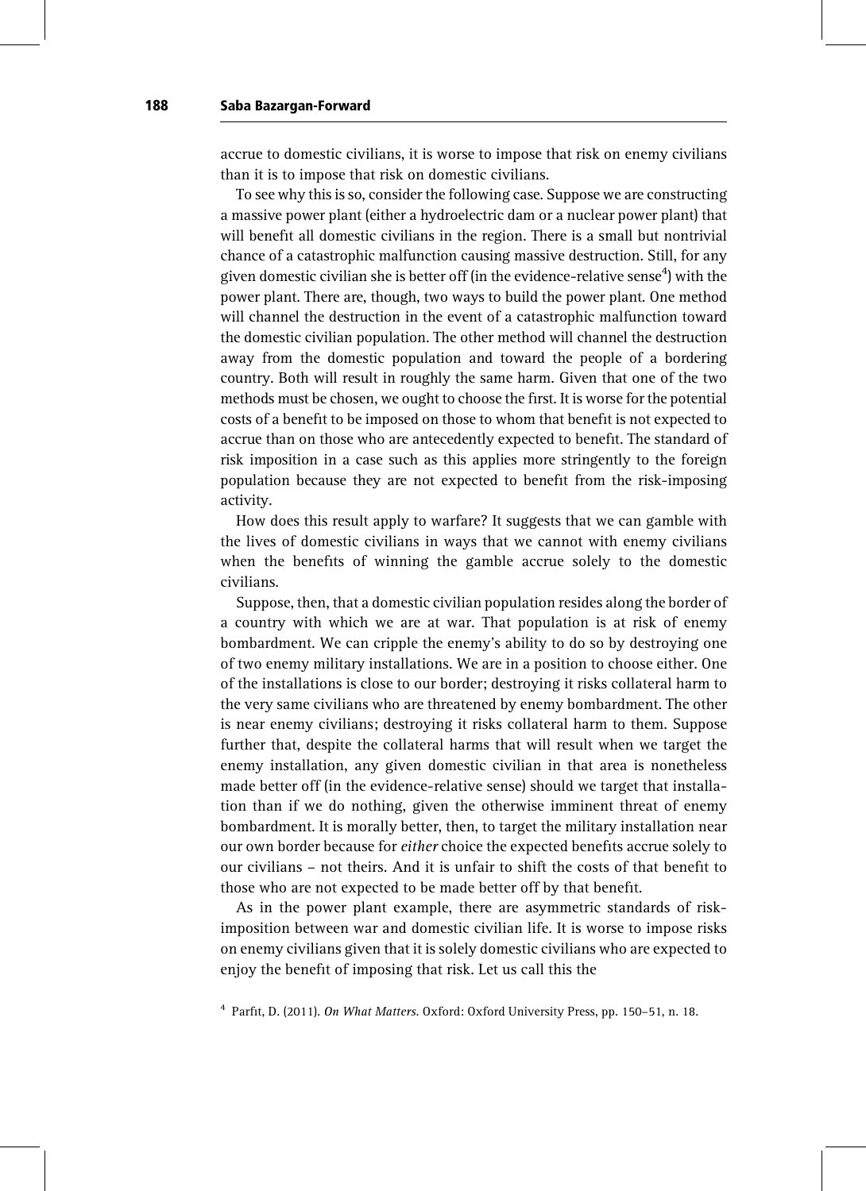accrue to domestic civilians, it is worse to impose that risk on enemy civilians than it is to impose that risk on domestic civilians.

To see why this is so, consider the following case. Suppose we are constructing a massive power plant (either a hydroelectric dam or a nuclear power plant) that will benefit all domestic civilians in the region. There is a small but nontrivial chance of a catastrophic malfunction causing massive destruction. Still, for any given domestic civilian she is better off (in the evidence-relative sense[4]) with the power plant. There are, though, two ways to build the power plant. One method will channel the destruction in the event of a catastrophic malfunction toward the domestic civilian population. The other method will channel the destruction away from the domestic population and toward the people of a bordering country. Both will result in roughly the same harm. Given that one of the two methods must be chosen, we ought to choose the first. It is worse for the potential costs of a benefit to be imposed on those to whom that benefit is not expected to accrue than on those who are antecedently expected to benefit. The standard of risk imposition in a case such as this applies more stringently to the foreign population because they are not expected to benefit from the risk-imposing activity.

How does this result apply to warfare? It suggests that we can gamble with the lives of domestic civilians in ways that we cannot with enemy civilians when the benefits of winning the gamble accrue solely to the domestic civilians.

Suppose, then, that a domestic civilian population resides along the border of a country with which we are at war. That population is at risk of enemy bombardment. We can cripple the enemy's ability to do so by destroying one of two enemy military installations. We are in a position to choose either. One of the installations is close to our border; destroying it risks collateral harm to the very same civilians who are threatened by enemy bombardment. The other is near enemy civilians; destroying it risks collateral harm to them. Suppose further that, despite the collateral harms that will result when we target the enemy installation, any given domestic civilian in that area is nonetheless made better off (in the evidence-relative sense) should we target that installation than if we do nothing, given the otherwise imminent threat of enemy bombardment. It is morally better, then, to target the military installation near our own border because for *either* choice the expected benefits accrue solely to our civilians – not theirs. And it is unfair to shift the costs of that benefit to those who are not expected to be made better off by that benefit.

As in the power plant example, there are asymmetric standards of risk-imposition between war and domestic civilian life. It is worse to impose risks on enemy civilians given that it is solely domestic civilians who are expected to enjoy the benefit of imposing that risk. Let us call this the

[4] Parfit, D. (2011). *On What Matters*. Oxford: Oxford University Press, pp. 150–51, n. 18.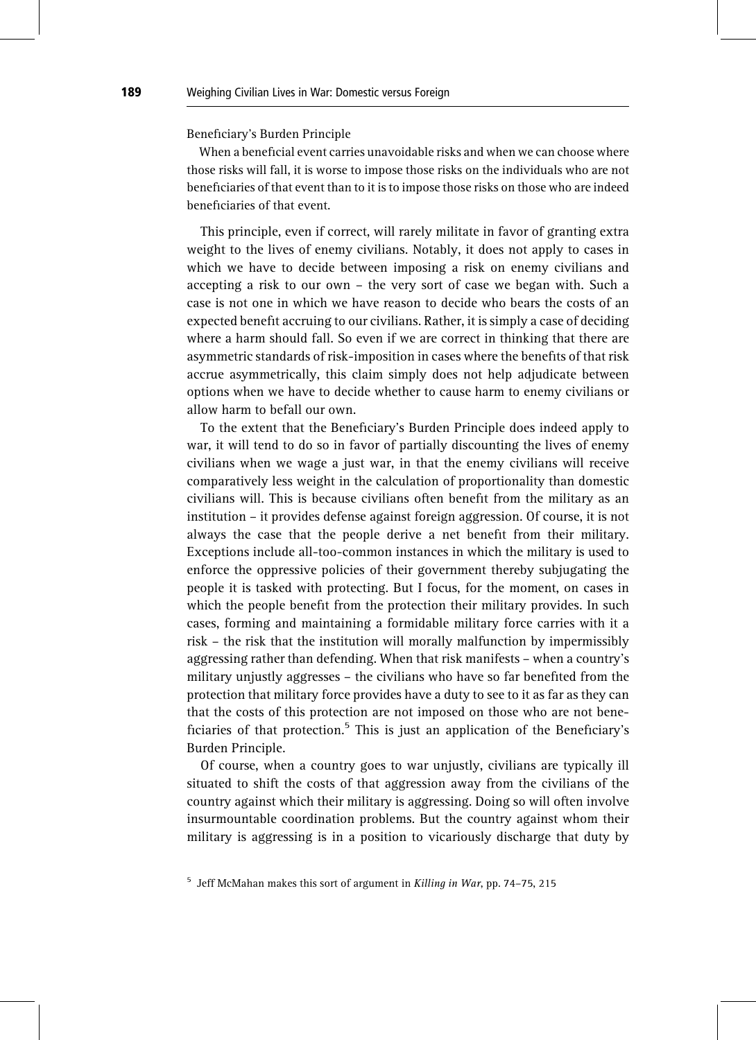Beneficiary's Burden Principle

When a beneficial event carries unavoidable risks and when we can choose where those risks will fall, it is worse to impose those risks on the individuals who are not beneficiaries of that event than to it is to impose those risks on those who are indeed beneficiaries of that event.

This principle, even if correct, will rarely militate in favor of granting extra weight to the lives of enemy civilians. Notably, it does not apply to cases in which we have to decide between imposing a risk on enemy civilians and accepting a risk to our own – the very sort of case we began with. Such a case is not one in which we have reason to decide who bears the costs of an expected benefit accruing to our civilians. Rather, it is simply a case of deciding where a harm should fall. So even if we are correct in thinking that there are asymmetric standards of risk-imposition in cases where the benefits of that risk accrue asymmetrically, this claim simply does not help adjudicate between options when we have to decide whether to cause harm to enemy civilians or allow harm to befall our own.

To the extent that the Beneficiary's Burden Principle does indeed apply to war, it will tend to do so in favor of partially discounting the lives of enemy civilians when we wage a just war, in that the enemy civilians will receive comparatively less weight in the calculation of proportionality than domestic civilians will. This is because civilians often benefit from the military as an institution – it provides defense against foreign aggression. Of course, it is not always the case that the people derive a net benefit from their military. Exceptions include all-too-common instances in which the military is used to enforce the oppressive policies of their government thereby subjugating the people it is tasked with protecting. But I focus, for the moment, on cases in which the people benefit from the protection their military provides. In such cases, forming and maintaining a formidable military force carries with it a risk – the risk that the institution will morally malfunction by impermissibly aggressing rather than defending. When that risk manifests – when a country's military unjustly aggresses – the civilians who have so far benefited from the protection that military force provides have a duty to see to it as far as they can that the costs of this protection are not imposed on those who are not beneficiaries of that protection.[5] This is just an application of the Beneficiary's Burden Principle.

Of course, when a country goes to war unjustly, civilians are typically ill situated to shift the costs of that aggression away from the civilians of the country against which their military is aggressing. Doing so will often involve insurmountable coordination problems. But the country against whom their military is aggressing is in a position to vicariously discharge that duty by

[5] Jeff McMahan makes this sort of argument in *Killing in War*, pp. 74–75, 215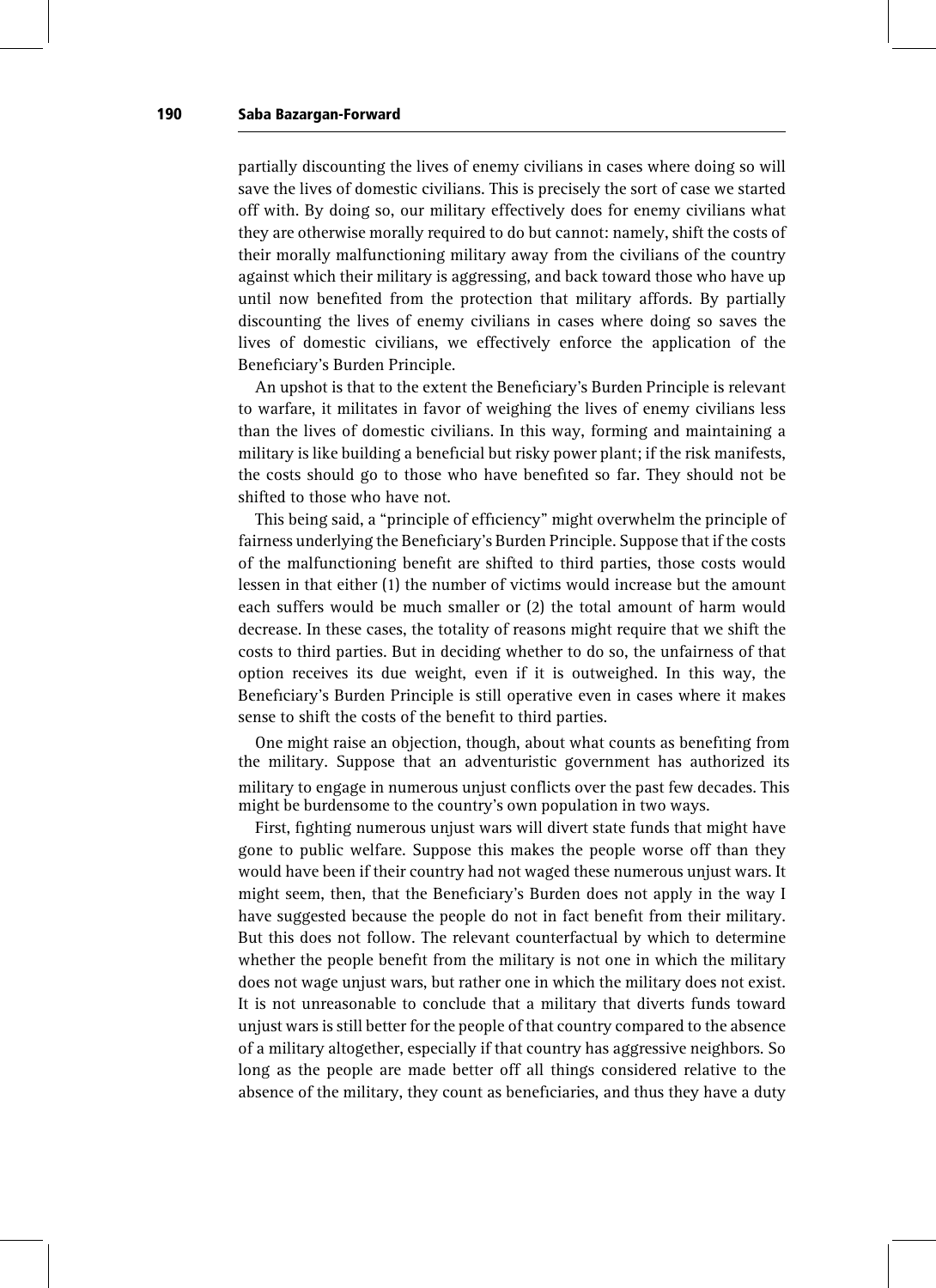partially discounting the lives of enemy civilians in cases where doing so will save the lives of domestic civilians. This is precisely the sort of case we started off with. By doing so, our military effectively does for enemy civilians what they are otherwise morally required to do but cannot: namely, shift the costs of their morally malfunctioning military away from the civilians of the country against which their military is aggressing, and back toward those who have up until now benefited from the protection that military affords. By partially discounting the lives of enemy civilians in cases where doing so saves the lives of domestic civilians, we effectively enforce the application of the Beneficiary's Burden Principle.

An upshot is that to the extent the Beneficiary's Burden Principle is relevant to warfare, it militates in favor of weighing the lives of enemy civilians less than the lives of domestic civilians. In this way, forming and maintaining a military is like building a beneficial but risky power plant; if the risk manifests, the costs should go to those who have benefited so far. They should not be shifted to those who have not.

This being said, a "principle of efficiency" might overwhelm the principle of fairness underlying the Beneficiary's Burden Principle. Suppose that if the costs of the malfunctioning benefit are shifted to third parties, those costs would lessen in that either (1) the number of victims would increase but the amount each suffers would be much smaller or (2) the total amount of harm would decrease. In these cases, the totality of reasons might require that we shift the costs to third parties. But in deciding whether to do so, the unfairness of that option receives its due weight, even if it is outweighed. In this way, the Beneficiary's Burden Principle is still operative even in cases where it makes sense to shift the costs of the benefit to third parties.

One might raise an objection, though, about what counts as benefiting from the military. Suppose that an adventuristic government has authorized its military to engage in numerous unjust conflicts over the past few decades. This might be burdensome to the country's own population in two ways.

First, fighting numerous unjust wars will divert state funds that might have gone to public welfare. Suppose this makes the people worse off than they would have been if their country had not waged these numerous unjust wars. It might seem, then, that the Beneficiary's Burden does not apply in the way I have suggested because the people do not in fact benefit from their military. But this does not follow. The relevant counterfactual by which to determine whether the people benefit from the military is not one in which the military does not wage unjust wars, but rather one in which the military does not exist. It is not unreasonable to conclude that a military that diverts funds toward unjust wars is still better for the people of that country compared to the absence of a military altogether, especially if that country has aggressive neighbors. So long as the people are made better off all things considered relative to the absence of the military, they count as beneficiaries, and thus they have a duty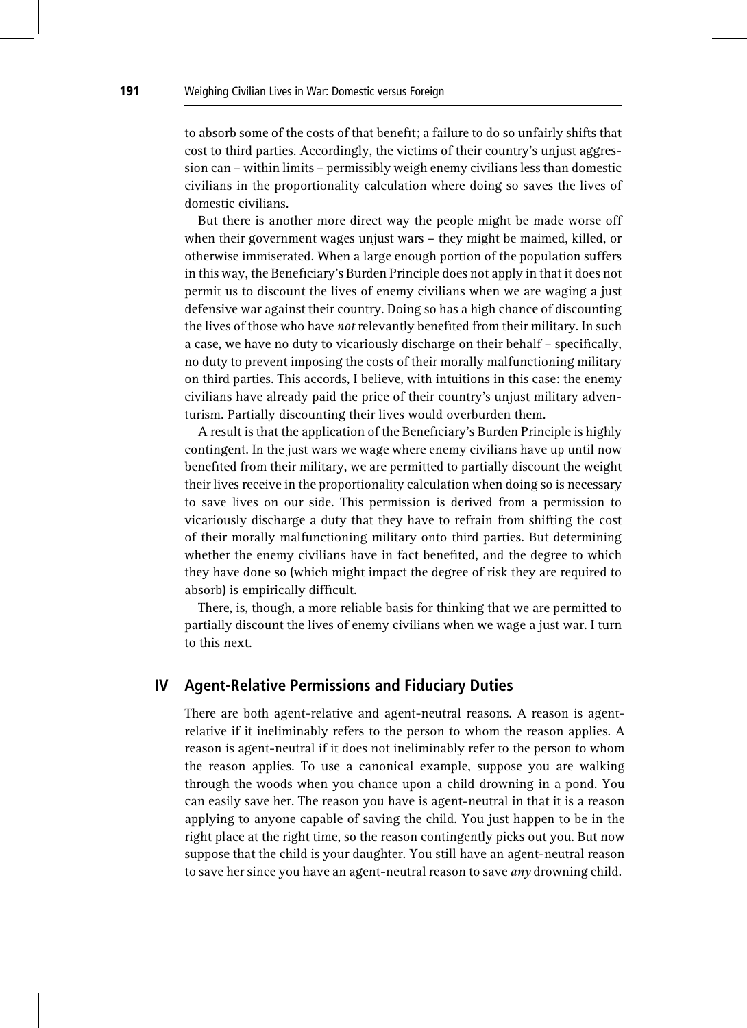to absorb some of the costs of that benefit; a failure to do so unfairly shifts that cost to third parties. Accordingly, the victims of their country's unjust aggression can – within limits – permissibly weigh enemy civilians less than domestic civilians in the proportionality calculation where doing so saves the lives of domestic civilians.

But there is another more direct way the people might be made worse off when their government wages unjust wars – they might be maimed, killed, or otherwise immiserated. When a large enough portion of the population suffers in this way, the Beneficiary's Burden Principle does not apply in that it does not permit us to discount the lives of enemy civilians when we are waging a just defensive war against their country. Doing so has a high chance of discounting the lives of those who have *not* relevantly benefited from their military. In such a case, we have no duty to vicariously discharge on their behalf – specifically, no duty to prevent imposing the costs of their morally malfunctioning military on third parties. This accords, I believe, with intuitions in this case: the enemy civilians have already paid the price of their country's unjust military adventurism. Partially discounting their lives would overburden them.

A result is that the application of the Beneficiary's Burden Principle is highly contingent. In the just wars we wage where enemy civilians have up until now benefited from their military, we are permitted to partially discount the weight their lives receive in the proportionality calculation when doing so is necessary to save lives on our side. This permission is derived from a permission to vicariously discharge a duty that they have to refrain from shifting the cost of their morally malfunctioning military onto third parties. But determining whether the enemy civilians have in fact benefited, and the degree to which they have done so (which might impact the degree of risk they are required to absorb) is empirically difficult.

There, is, though, a more reliable basis for thinking that we are permitted to partially discount the lives of enemy civilians when we wage a just war. I turn to this next.

## IV Agent-Relative Permissions and Fiduciary Duties

There are both agent-relative and agent-neutral reasons. A reason is agent-relative if it ineliminably refers to the person to whom the reason applies. A reason is agent-neutral if it does not ineliminably refer to the person to whom the reason applies. To use a canonical example, suppose you are walking through the woods when you chance upon a child drowning in a pond. You can easily save her. The reason you have is agent-neutral in that it is a reason applying to anyone capable of saving the child. You just happen to be in the right place at the right time, so the reason contingently picks out you. But now suppose that the child is your daughter. You still have an agent-neutral reason to save her since you have an agent-neutral reason to save *any* drowning child.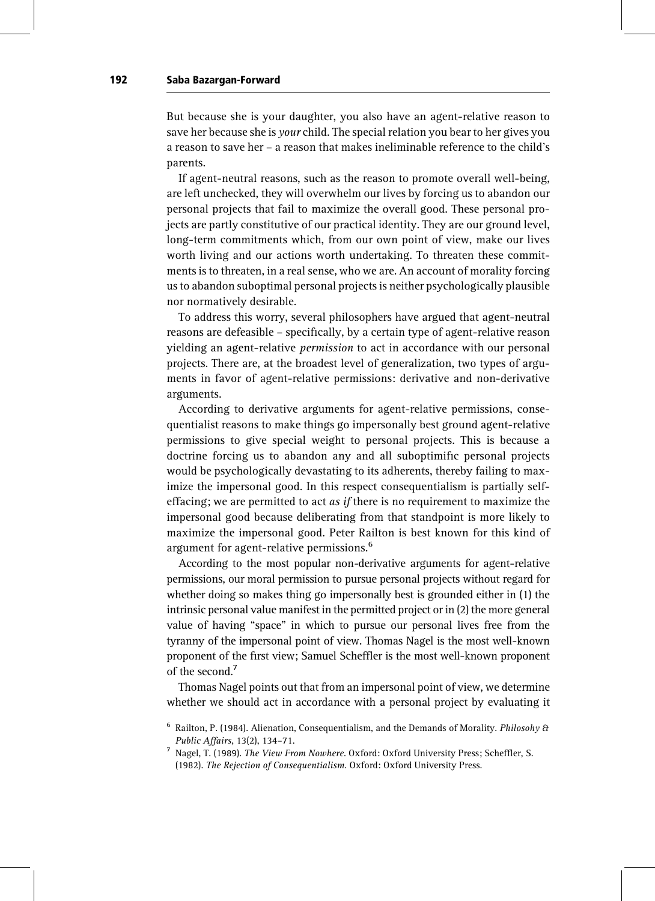But because she is your daughter, you also have an agent-relative reason to save her because she is *your* child. The special relation you bear to her gives you a reason to save her – a reason that makes ineliminable reference to the child's parents.

If agent-neutral reasons, such as the reason to promote overall well-being, are left unchecked, they will overwhelm our lives by forcing us to abandon our personal projects that fail to maximize the overall good. These personal projects are partly constitutive of our practical identity. They are our ground level, long-term commitments which, from our own point of view, make our lives worth living and our actions worth undertaking. To threaten these commitments is to threaten, in a real sense, who we are. An account of morality forcing us to abandon suboptimal personal projects is neither psychologically plausible nor normatively desirable.

To address this worry, several philosophers have argued that agent-neutral reasons are defeasible – specifically, by a certain type of agent-relative reason yielding an agent-relative *permission* to act in accordance with our personal projects. There are, at the broadest level of generalization, two types of arguments in favor of agent-relative permissions: derivative and non-derivative arguments.

According to derivative arguments for agent-relative permissions, consequentialist reasons to make things go impersonally best ground agent-relative permissions to give special weight to personal projects. This is because a doctrine forcing us to abandon any and all suboptimific personal projects would be psychologically devastating to its adherents, thereby failing to maximize the impersonal good. In this respect consequentialism is partially self-effacing; we are permitted to act *as if* there is no requirement to maximize the impersonal good because deliberating from that standpoint is more likely to maximize the impersonal good. Peter Railton is best known for this kind of argument for agent-relative permissions.[6]

According to the most popular non-derivative arguments for agent-relative permissions, our moral permission to pursue personal projects without regard for whether doing so makes thing go impersonally best is grounded either in (1) the intrinsic personal value manifest in the permitted project or in (2) the more general value of having "space" in which to pursue our personal lives free from the tyranny of the impersonal point of view. Thomas Nagel is the most well-known proponent of the first view; Samuel Scheffler is the most well-known proponent of the second.[7]

Thomas Nagel points out that from an impersonal point of view, we determine whether we should act in accordance with a personal project by evaluating it

[6] Railton, P. (1984). Alienation, Consequentialism, and the Demands of Morality. *Philosohy & Public Affairs*, 13(2), 134–71.

[7] Nagel, T. (1989). *The View From Nowhere*. Oxford: Oxford University Press; Scheffler, S. (1982). *The Rejection of Consequentialism*. Oxford: Oxford University Press.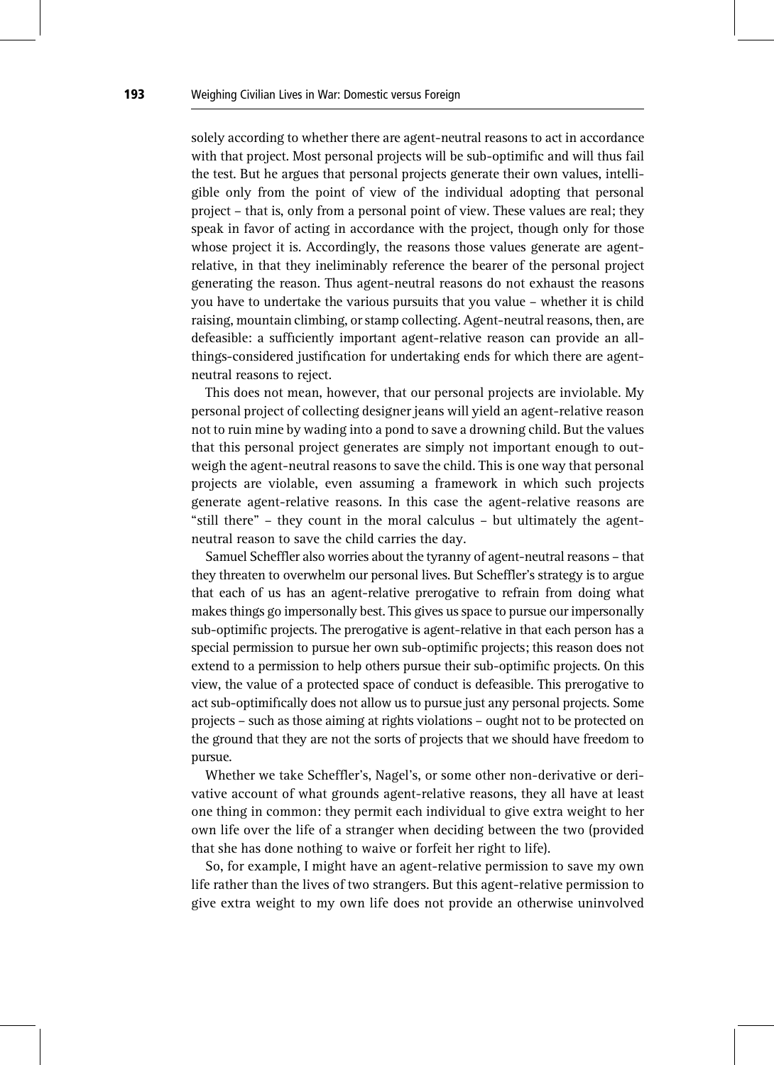solely according to whether there are agent-neutral reasons to act in accordance with that project. Most personal projects will be sub-optimific and will thus fail the test. But he argues that personal projects generate their own values, intelligible only from the point of view of the individual adopting that personal project – that is, only from a personal point of view. These values are real; they speak in favor of acting in accordance with the project, though only for those whose project it is. Accordingly, the reasons those values generate are agent-relative, in that they ineliminably reference the bearer of the personal project generating the reason. Thus agent-neutral reasons do not exhaust the reasons you have to undertake the various pursuits that you value – whether it is child raising, mountain climbing, or stamp collecting. Agent-neutral reasons, then, are defeasible: a sufficiently important agent-relative reason can provide an all-things-considered justification for undertaking ends for which there are agent-neutral reasons to reject.

This does not mean, however, that our personal projects are inviolable. My personal project of collecting designer jeans will yield an agent-relative reason not to ruin mine by wading into a pond to save a drowning child. But the values that this personal project generates are simply not important enough to outweigh the agent-neutral reasons to save the child. This is one way that personal projects are violable, even assuming a framework in which such projects generate agent-relative reasons. In this case the agent-relative reasons are "still there" – they count in the moral calculus – but ultimately the agent-neutral reason to save the child carries the day.

Samuel Scheffler also worries about the tyranny of agent-neutral reasons – that they threaten to overwhelm our personal lives. But Scheffler's strategy is to argue that each of us has an agent-relative prerogative to refrain from doing what makes things go impersonally best. This gives us space to pursue our impersonally sub-optimific projects. The prerogative is agent-relative in that each person has a special permission to pursue her own sub-optimific projects; this reason does not extend to a permission to help others pursue their sub-optimific projects. On this view, the value of a protected space of conduct is defeasible. This prerogative to act sub-optimifically does not allow us to pursue just any personal projects. Some projects – such as those aiming at rights violations – ought not to be protected on the ground that they are not the sorts of projects that we should have freedom to pursue.

Whether we take Scheffler's, Nagel's, or some other non-derivative or derivative account of what grounds agent-relative reasons, they all have at least one thing in common: they permit each individual to give extra weight to her own life over the life of a stranger when deciding between the two (provided that she has done nothing to waive or forfeit her right to life).

So, for example, I might have an agent-relative permission to save my own life rather than the lives of two strangers. But this agent-relative permission to give extra weight to my own life does not provide an otherwise uninvolved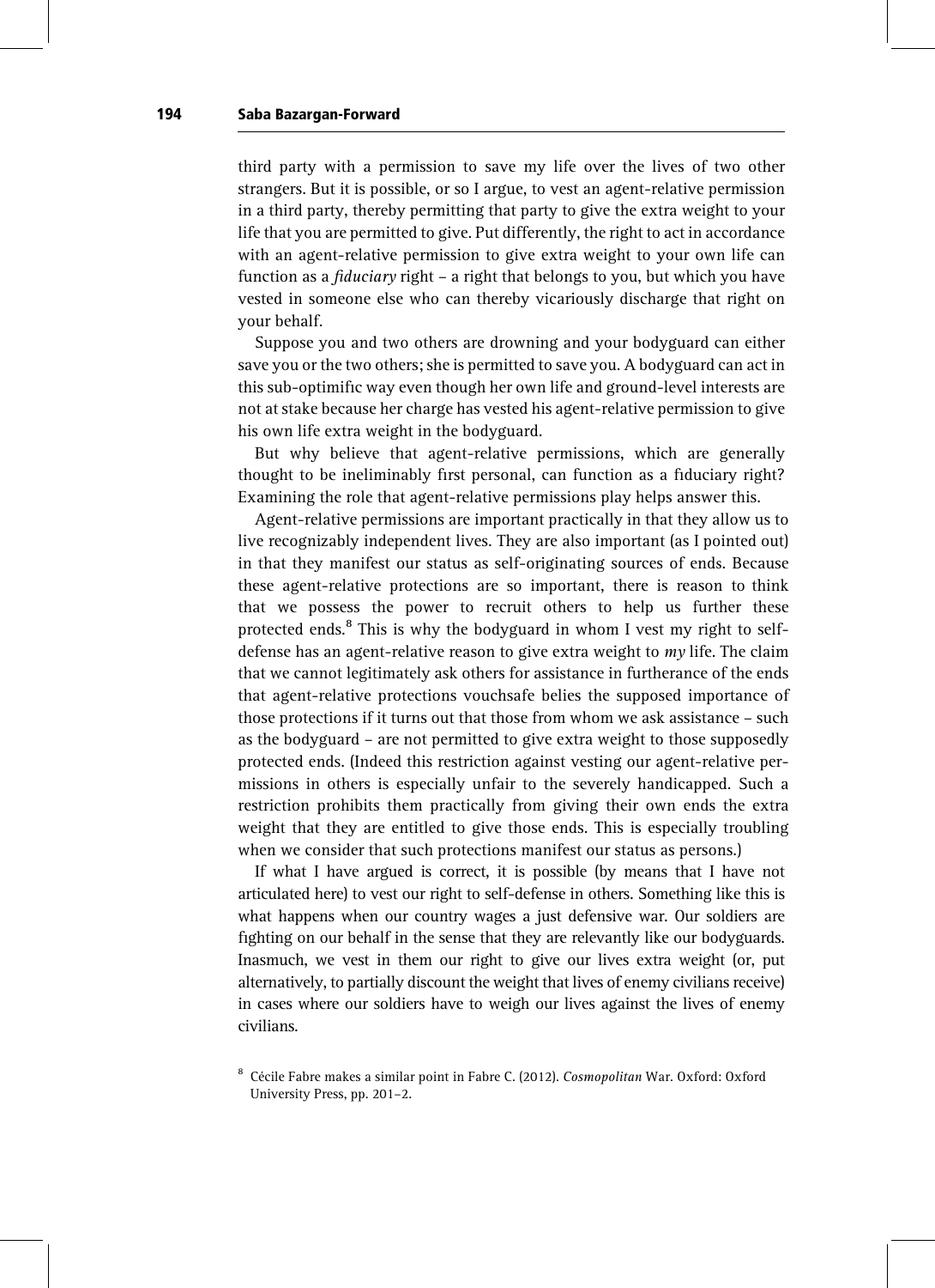third party with a permission to save my life over the lives of two other strangers. But it is possible, or so I argue, to vest an agent-relative permission in a third party, thereby permitting that party to give the extra weight to your life that you are permitted to give. Put differently, the right to act in accordance with an agent-relative permission to give extra weight to your own life can function as a *fiduciary* right – a right that belongs to you, but which you have vested in someone else who can thereby vicariously discharge that right on your behalf.

Suppose you and two others are drowning and your bodyguard can either save you or the two others; she is permitted to save you. A bodyguard can act in this sub-optimific way even though her own life and ground-level interests are not at stake because her charge has vested his agent-relative permission to give his own life extra weight in the bodyguard.

But why believe that agent-relative permissions, which are generally thought to be ineliminably first personal, can function as a fiduciary right? Examining the role that agent-relative permissions play helps answer this.

Agent-relative permissions are important practically in that they allow us to live recognizably independent lives. They are also important (as I pointed out) in that they manifest our status as self-originating sources of ends. Because these agent-relative protections are so important, there is reason to think that we possess the power to recruit others to help us further these protected ends.[8] This is why the bodyguard in whom I vest my right to self-defense has an agent-relative reason to give extra weight to *my* life. The claim that we cannot legitimately ask others for assistance in furtherance of the ends that agent-relative protections vouchsafe belies the supposed importance of those protections if it turns out that those from whom we ask assistance – such as the bodyguard – are not permitted to give extra weight to those supposedly protected ends. (Indeed this restriction against vesting our agent-relative permissions in others is especially unfair to the severely handicapped. Such a restriction prohibits them practically from giving their own ends the extra weight that they are entitled to give those ends. This is especially troubling when we consider that such protections manifest our status as persons.)

If what I have argued is correct, it is possible (by means that I have not articulated here) to vest our right to self-defense in others. Something like this is what happens when our country wages a just defensive war. Our soldiers are fighting on our behalf in the sense that they are relevantly like our bodyguards. Inasmuch, we vest in them our right to give our lives extra weight (or, put alternatively, to partially discount the weight that lives of enemy civilians receive) in cases where our soldiers have to weigh our lives against the lives of enemy civilians.

[8] Cécile Fabre makes a similar point in Fabre C. (2012). *Cosmopolitan* War. Oxford: Oxford University Press, pp. 201–2.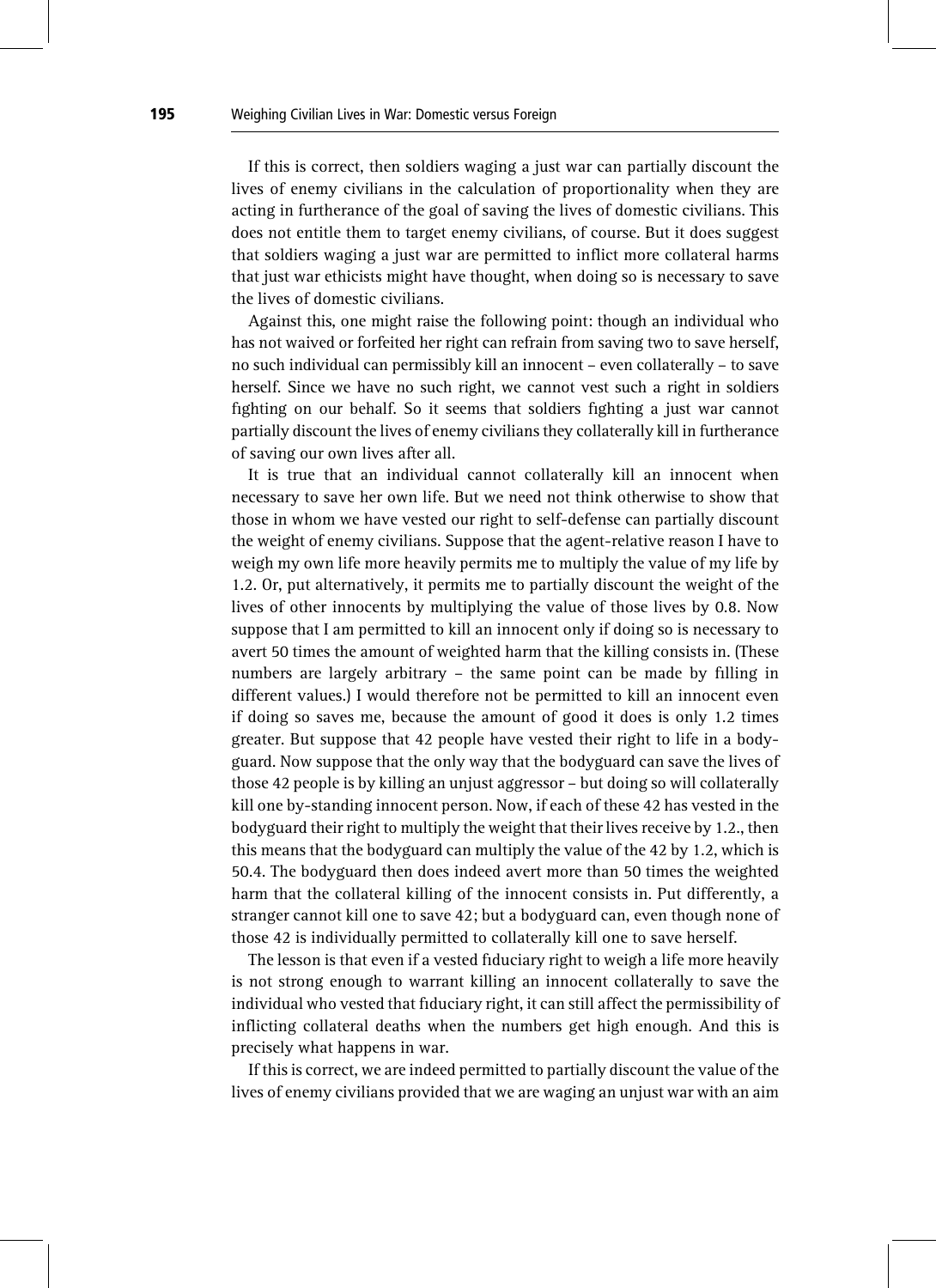If this is correct, then soldiers waging a just war can partially discount the lives of enemy civilians in the calculation of proportionality when they are acting in furtherance of the goal of saving the lives of domestic civilians. This does not entitle them to target enemy civilians, of course. But it does suggest that soldiers waging a just war are permitted to inflict more collateral harms that just war ethicists might have thought, when doing so is necessary to save the lives of domestic civilians.

Against this, one might raise the following point: though an individual who has not waived or forfeited her right can refrain from saving two to save herself, no such individual can permissibly kill an innocent – even collaterally – to save herself. Since we have no such right, we cannot vest such a right in soldiers fighting on our behalf. So it seems that soldiers fighting a just war cannot partially discount the lives of enemy civilians they collaterally kill in furtherance of saving our own lives after all.

It is true that an individual cannot collaterally kill an innocent when necessary to save her own life. But we need not think otherwise to show that those in whom we have vested our right to self-defense can partially discount the weight of enemy civilians. Suppose that the agent-relative reason I have to weigh my own life more heavily permits me to multiply the value of my life by 1.2. Or, put alternatively, it permits me to partially discount the weight of the lives of other innocents by multiplying the value of those lives by 0.8. Now suppose that I am permitted to kill an innocent only if doing so is necessary to avert 50 times the amount of weighted harm that the killing consists in. (These numbers are largely arbitrary – the same point can be made by filling in different values.) I would therefore not be permitted to kill an innocent even if doing so saves me, because the amount of good it does is only 1.2 times greater. But suppose that 42 people have vested their right to life in a bodyguard. Now suppose that the only way that the bodyguard can save the lives of those 42 people is by killing an unjust aggressor – but doing so will collaterally kill one by-standing innocent person. Now, if each of these 42 has vested in the bodyguard their right to multiply the weight that their lives receive by 1.2., then this means that the bodyguard can multiply the value of the 42 by 1.2, which is 50.4. The bodyguard then does indeed avert more than 50 times the weighted harm that the collateral killing of the innocent consists in. Put differently, a stranger cannot kill one to save 42; but a bodyguard can, even though none of those 42 is individually permitted to collaterally kill one to save herself.

The lesson is that even if a vested fiduciary right to weigh a life more heavily is not strong enough to warrant killing an innocent collaterally to save the individual who vested that fiduciary right, it can still affect the permissibility of inflicting collateral deaths when the numbers get high enough. And this is precisely what happens in war.

If this is correct, we are indeed permitted to partially discount the value of the lives of enemy civilians provided that we are waging an unjust war with an aim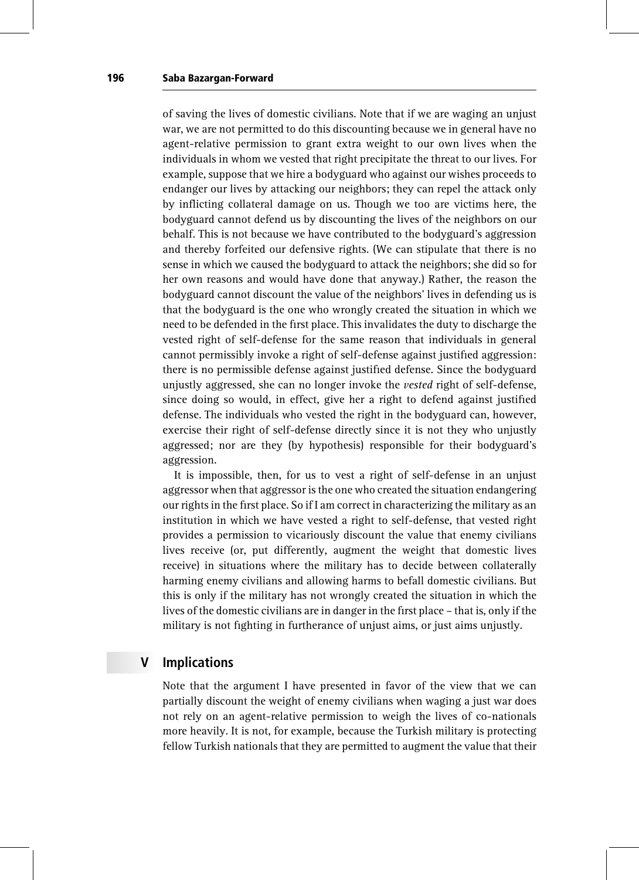of saving the lives of domestic civilians. Note that if we are waging an unjust war, we are not permitted to do this discounting because we in general have no agent-relative permission to grant extra weight to our own lives when the individuals in whom we vested that right precipitate the threat to our lives. For example, suppose that we hire a bodyguard who against our wishes proceeds to endanger our lives by attacking our neighbors; they can repel the attack only by inflicting collateral damage on us. Though we too are victims here, the bodyguard cannot defend us by discounting the lives of the neighbors on our behalf. This is not because we have contributed to the bodyguard's aggression and thereby forfeited our defensive rights. (We can stipulate that there is no sense in which we caused the bodyguard to attack the neighbors; she did so for her own reasons and would have done that anyway.) Rather, the reason the bodyguard cannot discount the value of the neighbors' lives in defending us is that the bodyguard is the one who wrongly created the situation in which we need to be defended in the first place. This invalidates the duty to discharge the vested right of self-defense for the same reason that individuals in general cannot permissibly invoke a right of self-defense against justified aggression: there is no permissible defense against justified defense. Since the bodyguard unjustly aggressed, she can no longer invoke the *vested* right of self-defense, since doing so would, in effect, give her a right to defend against justified defense. The individuals who vested the right in the bodyguard can, however, exercise their right of self-defense directly since it is not they who unjustly aggressed; nor are they (by hypothesis) responsible for their bodyguard's aggression.

It is impossible, then, for us to vest a right of self-defense in an unjust aggressor when that aggressor is the one who created the situation endangering our rights in the first place. So if I am correct in characterizing the military as an institution in which we have vested a right to self-defense, that vested right provides a permission to vicariously discount the value that enemy civilians lives receive (or, put differently, augment the weight that domestic lives receive) in situations where the military has to decide between collaterally harming enemy civilians and allowing harms to befall domestic civilians. But this is only if the military has not wrongly created the situation in which the lives of the domestic civilians are in danger in the first place – that is, only if the military is not fighting in furtherance of unjust aims, or just aims unjustly.

## V Implications

Note that the argument I have presented in favor of the view that we can partially discount the weight of enemy civilians when waging a just war does not rely on an agent-relative permission to weigh the lives of co-nationals more heavily. It is not, for example, because the Turkish military is protecting fellow Turkish nationals that they are permitted to augment the value that their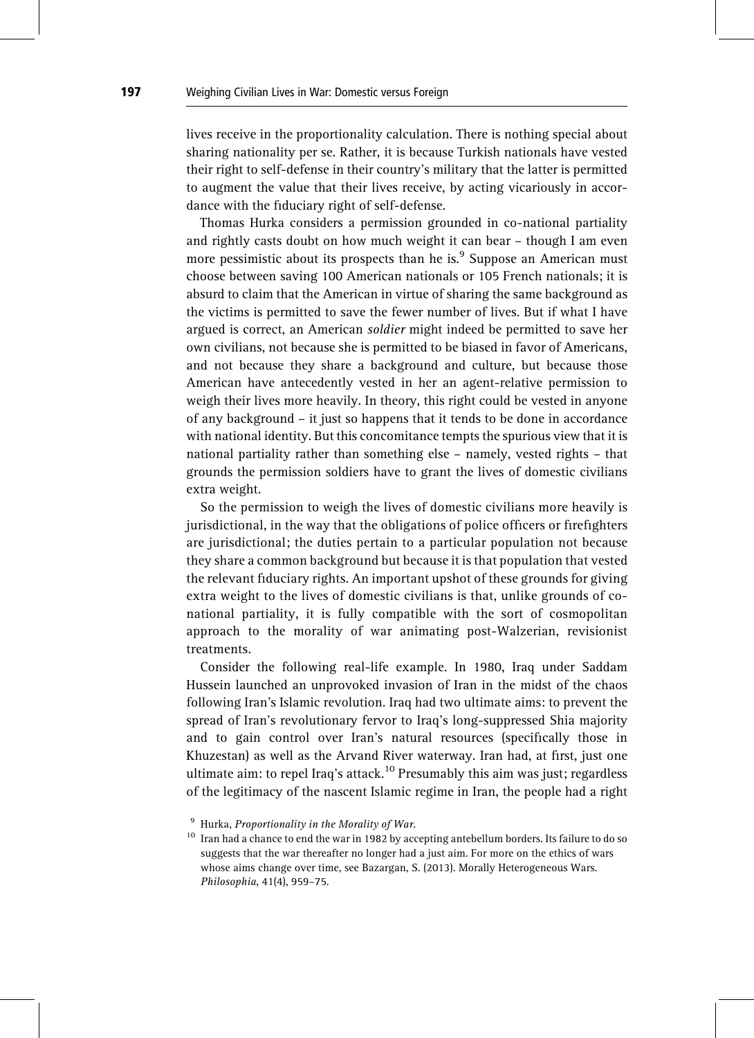lives receive in the proportionality calculation. There is nothing special about sharing nationality per se. Rather, it is because Turkish nationals have vested their right to self-defense in their country's military that the latter is permitted to augment the value that their lives receive, by acting vicariously in accordance with the fiduciary right of self-defense.

Thomas Hurka considers a permission grounded in co-national partiality and rightly casts doubt on how much weight it can bear – though I am even more pessimistic about its prospects than he is.[9] Suppose an American must choose between saving 100 American nationals or 105 French nationals; it is absurd to claim that the American in virtue of sharing the same background as the victims is permitted to save the fewer number of lives. But if what I have argued is correct, an American *soldier* might indeed be permitted to save her own civilians, not because she is permitted to be biased in favor of Americans, and not because they share a background and culture, but because those American have antecedently vested in her an agent-relative permission to weigh their lives more heavily. In theory, this right could be vested in anyone of any background – it just so happens that it tends to be done in accordance with national identity. But this concomitance tempts the spurious view that it is national partiality rather than something else – namely, vested rights – that grounds the permission soldiers have to grant the lives of domestic civilians extra weight.

So the permission to weigh the lives of domestic civilians more heavily is jurisdictional, in the way that the obligations of police officers or firefighters are jurisdictional; the duties pertain to a particular population not because they share a common background but because it is that population that vested the relevant fiduciary rights. An important upshot of these grounds for giving extra weight to the lives of domestic civilians is that, unlike grounds of co-national partiality, it is fully compatible with the sort of cosmopolitan approach to the morality of war animating post-Walzerian, revisionist treatments.

Consider the following real-life example. In 1980, Iraq under Saddam Hussein launched an unprovoked invasion of Iran in the midst of the chaos following Iran's Islamic revolution. Iraq had two ultimate aims: to prevent the spread of Iran's revolutionary fervor to Iraq's long-suppressed Shia majority and to gain control over Iran's natural resources (specifically those in Khuzestan) as well as the Arvand River waterway. Iran had, at first, just one ultimate aim: to repel Iraq's attack.[10] Presumably this aim was just; regardless of the legitimacy of the nascent Islamic regime in Iran, the people had a right

[9] Hurka, *Proportionality in the Morality of War.*

[10] Iran had a chance to end the war in 1982 by accepting antebellum borders. Its failure to do so suggests that the war thereafter no longer had a just aim. For more on the ethics of wars whose aims change over time, see Bazargan, S. (2013). Morally Heterogeneous Wars. *Philosophia*, 41(4), 959–75.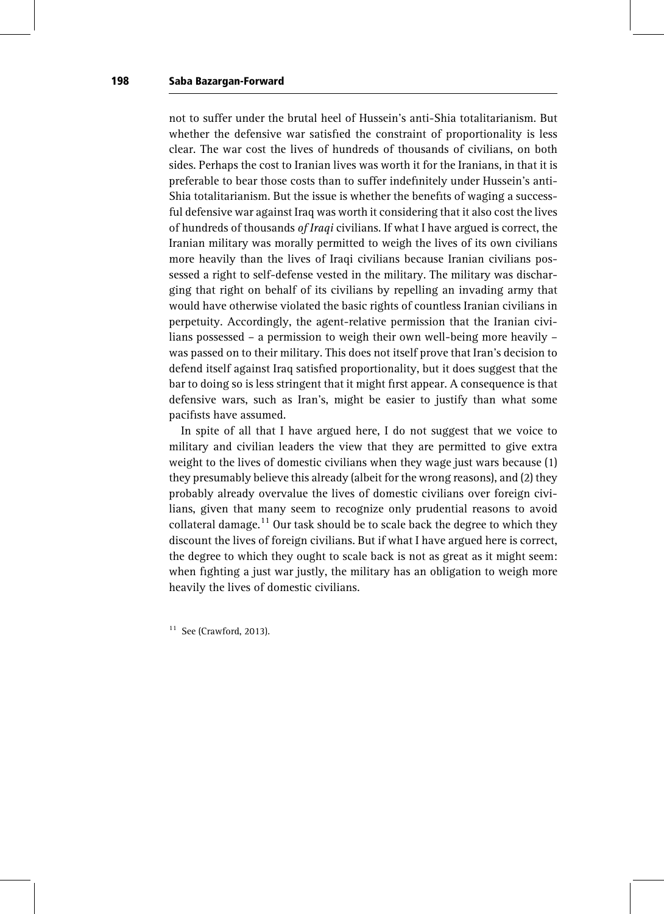not to suffer under the brutal heel of Hussein's anti-Shia totalitarianism. But whether the defensive war satisfied the constraint of proportionality is less clear. The war cost the lives of hundreds of thousands of civilians, on both sides. Perhaps the cost to Iranian lives was worth it for the Iranians, in that it is preferable to bear those costs than to suffer indefinitely under Hussein's anti-Shia totalitarianism. But the issue is whether the benefits of waging a successful defensive war against Iraq was worth it considering that it also cost the lives of hundreds of thousands *of Iraqi* civilians. If what I have argued is correct, the Iranian military was morally permitted to weigh the lives of its own civilians more heavily than the lives of Iraqi civilians because Iranian civilians possessed a right to self-defense vested in the military. The military was discharging that right on behalf of its civilians by repelling an invading army that would have otherwise violated the basic rights of countless Iranian civilians in perpetuity. Accordingly, the agent-relative permission that the Iranian civilians possessed – a permission to weigh their own well-being more heavily – was passed on to their military. This does not itself prove that Iran's decision to defend itself against Iraq satisfied proportionality, but it does suggest that the bar to doing so is less stringent that it might first appear. A consequence is that defensive wars, such as Iran's, might be easier to justify than what some pacifists have assumed.

In spite of all that I have argued here, I do not suggest that we voice to military and civilian leaders the view that they are permitted to give extra weight to the lives of domestic civilians when they wage just wars because (1) they presumably believe this already (albeit for the wrong reasons), and (2) they probably already overvalue the lives of domestic civilians over foreign civilians, given that many seem to recognize only prudential reasons to avoid collateral damage.[11] Our task should be to scale back the degree to which they discount the lives of foreign civilians. But if what I have argued here is correct, the degree to which they ought to scale back is not as great as it might seem: when fighting a just war justly, the military has an obligation to weigh more heavily the lives of domestic civilians.

[11] See (Crawford, 2013).